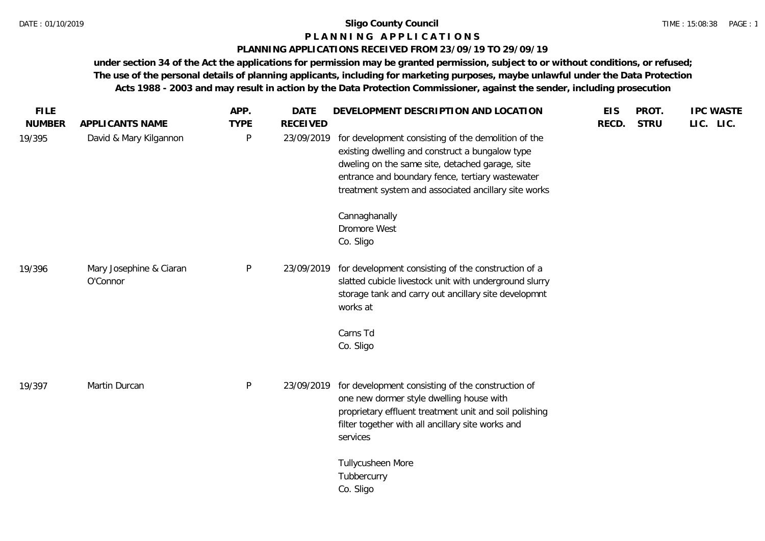# Sligo County Council

## P L A N N I N G   A P P L I C A T I O N S

### PLANNING APPLICATIONS RECEIVED FROM 23/09/19 TO 29/09/19

**under section 34 of the Act the applications for permission may be granted permission, subject to or without conditions, or refused; The use of the personal details of planning applicants, including for marketing purposes, maybe unlawful under the Data Protection Acts 1988 - 2003 and may result in action by the Data Protection Commissioner, against the sender, including prosecution**

| FILE NUMBER | APPLICANTS NAME | APP. TYPE | DATE RECEIVED | DEVELOPMENT DESCRIPTION AND LOCATION | EIS RECD. | PROT. STRU | IPC LIC. | WASTE LIC. |
|---|---|---|---|---|---|---|---|---|
| 19/395 | David & Mary Kilgannon | P | 23/09/2019 | for development consisting of the demolition of the existing dwelling and construct a bungalow type dweling on the same site, detached garage, site entrance and boundary fence, tertiary wastewater treatment system and associated ancillary site works<br><br>Cannaghanally<br>Dromore West<br>Co. Sligo | | | | |
| 19/396 | Mary Josephine & Ciaran O'Connor | P | 23/09/2019 | for development consisting of the construction of a slatted cubicle livestock unit with underground slurry storage tank and carry out ancillary site developmnt works at<br><br>Carns Td<br>Co. Sligo | | | | |
| 19/397 | Martin Durcan | P | 23/09/2019 | for development consisting of the construction of one new dormer style dwelling house with proprietary effluent treatment unit and soil polishing filter together with all ancillary site works and services<br><br>Tullycusheen More<br>Tubbercurry<br>Co. Sligo | | | | |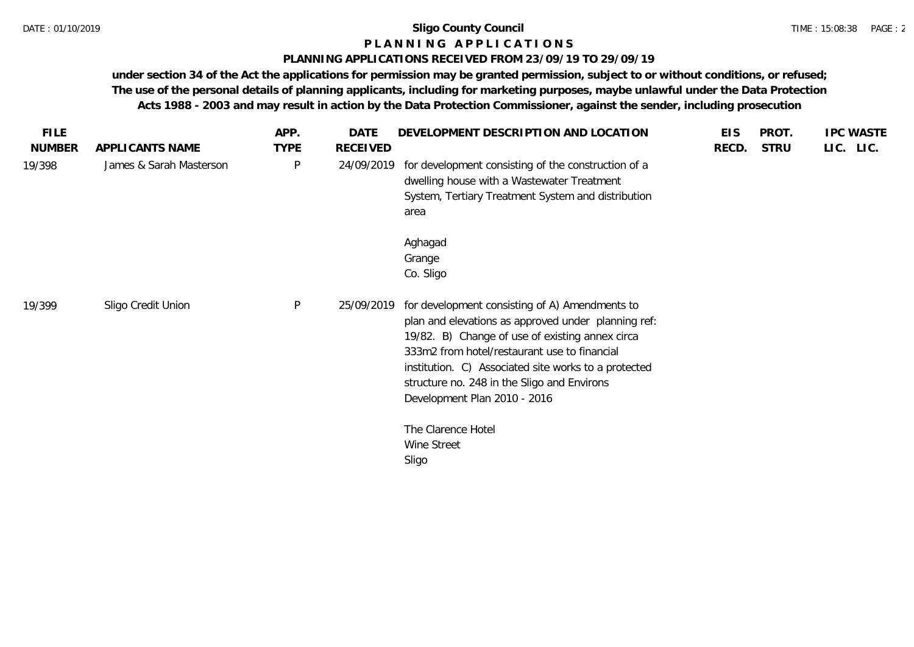**Sligo County Council**

**P L A N N I N G   A P P L I C A T I O N S**

**PLANNING APPLICATIONS RECEIVED FROM 23/09/19 TO 29/09/19**

**under section 34 of the Act the applications for permission may be granted permission, subject to or without conditions, or refused; The use of the personal details of planning applicants, including for marketing purposes, maybe unlawful under the Data Protection Acts 1988 - 2003 and may result in action by the Data Protection Commissioner, against the sender, including prosecution**

| FILE NUMBER | APPLICANTS NAME | APP. TYPE | DATE RECEIVED | DEVELOPMENT DESCRIPTION AND LOCATION | EIS RECD. | PROT. STRU | IPC LIC. | WASTE LIC. |
|---|---|---|---|---|---|---|---|---|
| 19/398 | James & Sarah Masterson | P | 24/09/2019 | for development consisting of the construction of a dwelling house with a Wastewater Treatment System, Tertiary Treatment System and distribution area<br><br>Aghagad<br>Grange<br>Co. Sligo | | | | |
| 19/399 | Sligo Credit Union | P | 25/09/2019 | for development consisting of A) Amendments to plan and elevations as approved under planning ref: 19/82. B) Change of use of existing annex circa 333m2 from hotel/restaurant use to financial institution. C) Associated site works to a protected structure no. 248 in the Sligo and Environs Development Plan 2010 - 2016<br><br>The Clarence Hotel<br>Wine Street<br>Sligo | | | | |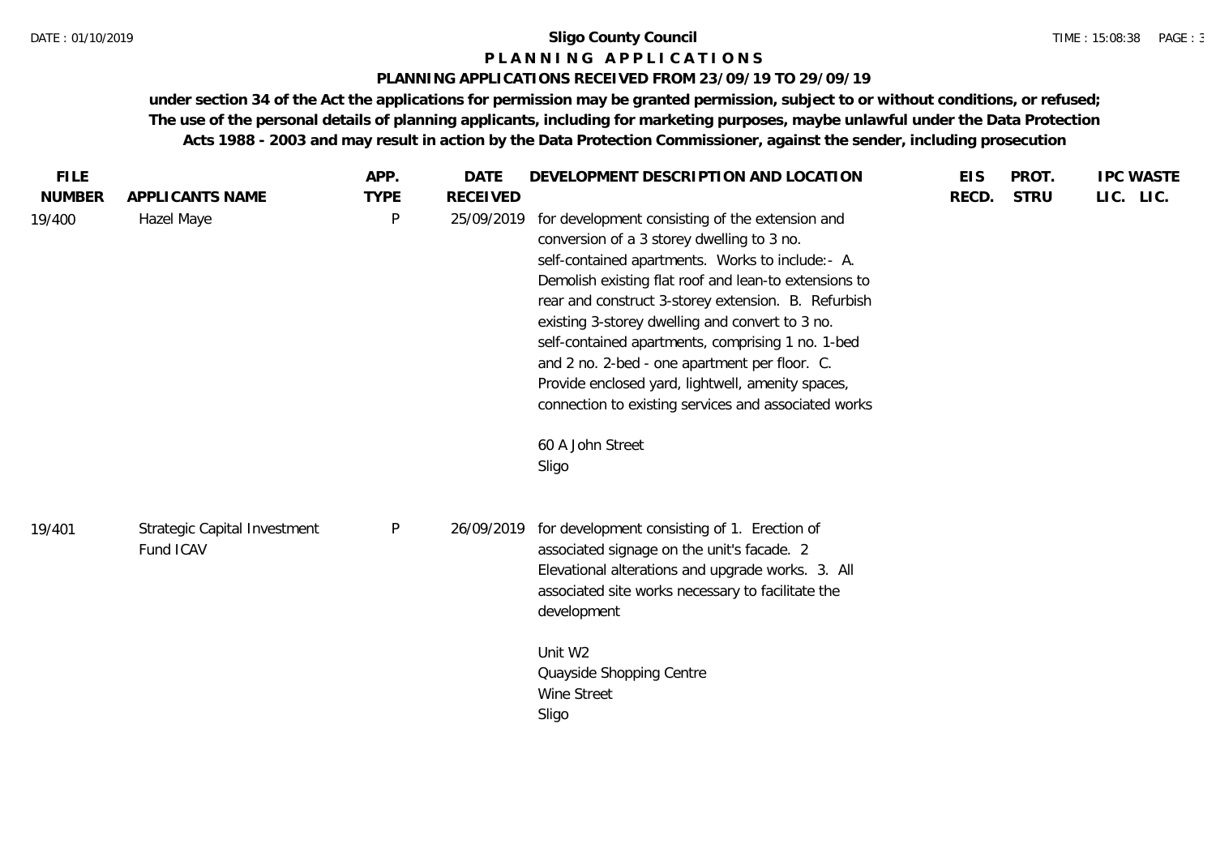**Sligo County Council**

**P L A N N I N G  A P P L I C A T I O N S**

**PLANNING APPLICATIONS RECEIVED FROM 23/09/19 TO 29/09/19**

**under section 34 of the Act the applications for permission may be granted permission, subject to or without conditions, or refused; The use of the personal details of planning applicants, including for marketing purposes, maybe unlawful under the Data Protection Acts 1988 - 2003 and may result in action by the Data Protection Commissioner, against the sender, including prosecution**

| FILE NUMBER | APPLICANTS NAME | APP. TYPE | DATE RECEIVED | DEVELOPMENT DESCRIPTION AND LOCATION | EIS RECD. | PROT. STRU | IPC LIC. | WASTE LIC. |
|---|---|---|---|---|---|---|---|---|
| 19/400 | Hazel Maye | P | 25/09/2019 | for development consisting of the extension and conversion of a 3 storey dwelling to 3 no. self-contained apartments. Works to include:- A. Demolish existing flat roof and lean-to extensions to rear and construct 3-storey extension. B. Refurbish existing 3-storey dwelling and convert to 3 no. self-contained apartments, comprising 1 no. 1-bed and 2 no. 2-bed - one apartment per floor. C. Provide enclosed yard, lightwell, amenity spaces, connection to existing services and associated works<br><br>60 A John Street<br>Sligo | | | | |
| 19/401 | Strategic Capital Investment Fund ICAV | P | 26/09/2019 | for development consisting of 1. Erection of associated signage on the unit's facade. 2 Elevational alterations and upgrade works. 3. All associated site works necessary to facilitate the development<br><br>Unit W2<br>Quayside Shopping Centre<br>Wine Street<br>Sligo | | | | |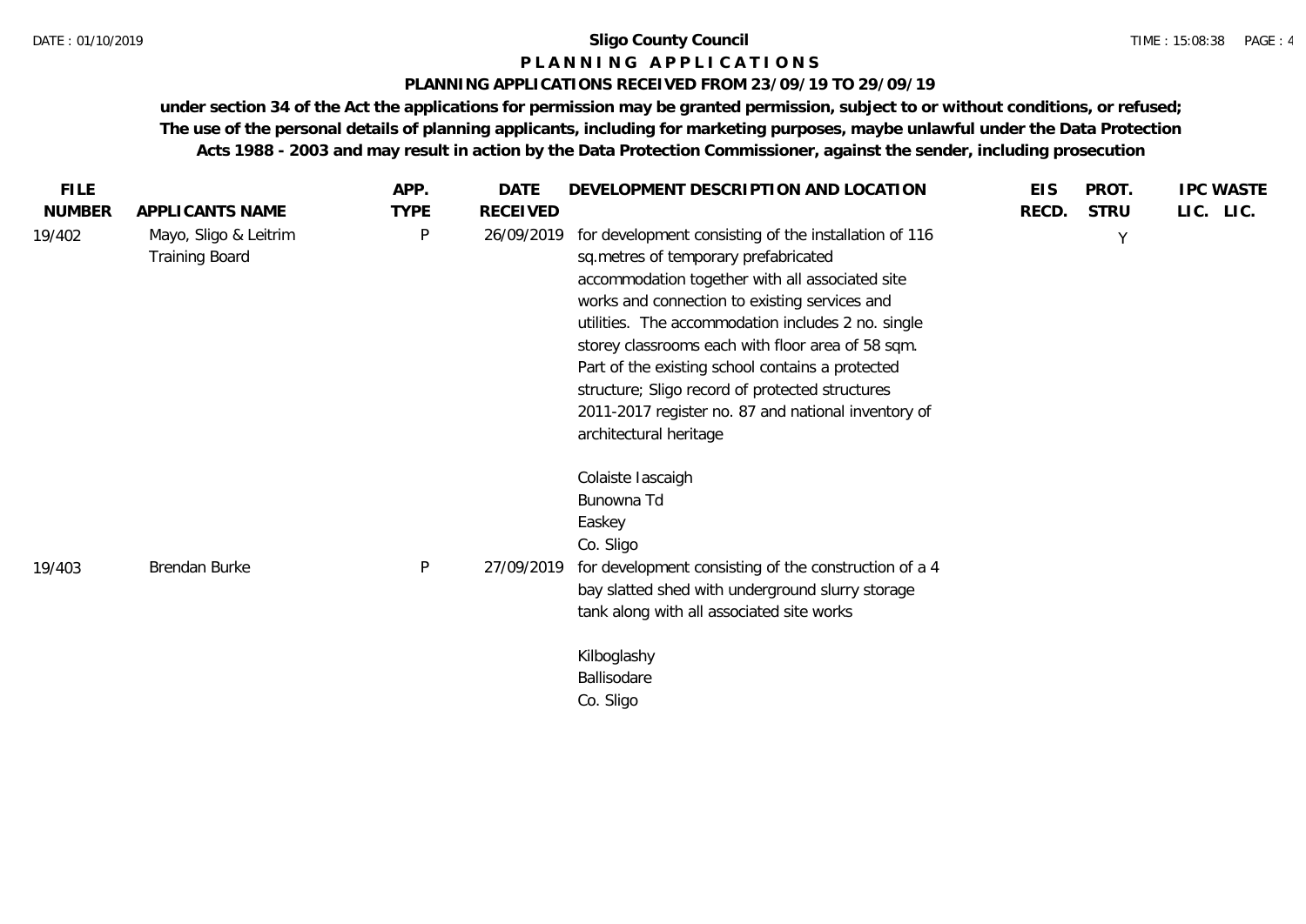**Sligo County Council**

**P L A N N I N G   A P P L I C A T I O N S**

**PLANNING APPLICATIONS RECEIVED FROM 23/09/19 TO 29/09/19**

**under section 34 of the Act the applications for permission may be granted permission, subject to or without conditions, or refused; The use of the personal details of planning applicants, including for marketing purposes, maybe unlawful under the Data Protection Acts 1988 - 2003 and may result in action by the Data Protection Commissioner, against the sender, including prosecution**

| FILE NUMBER | APPLICANTS NAME | APP. TYPE | DATE RECEIVED | DEVELOPMENT DESCRIPTION AND LOCATION | EIS RECD. | PROT. STRU | IPC LIC. | WASTE LIC. |
|---|---|---|---|---|---|---|---|---|
| 19/402 | Mayo, Sligo & Leitrim Training Board | P | 26/09/2019 | for development consisting of the installation of 116 sq.metres of temporary prefabricated accommodation together with all associated site works and connection to existing services and utilities. The accommodation includes 2 no. single storey classrooms each with floor area of 58 sqm. Part of the existing school contains a protected structure; Sligo record of protected structures 2011-2017 register no. 87 and national inventory of architectural heritage<br><br>Colaiste Iascaigh<br>Bunowna Td<br>Easkey<br>Co. Sligo | | Y | | |
| 19/403 | Brendan Burke | P | 27/09/2019 | for development consisting of the construction of a 4 bay slatted shed with underground slurry storage tank along with all associated site works<br><br>Kilboglashy<br>Ballisodare<br>Co. Sligo | | | | |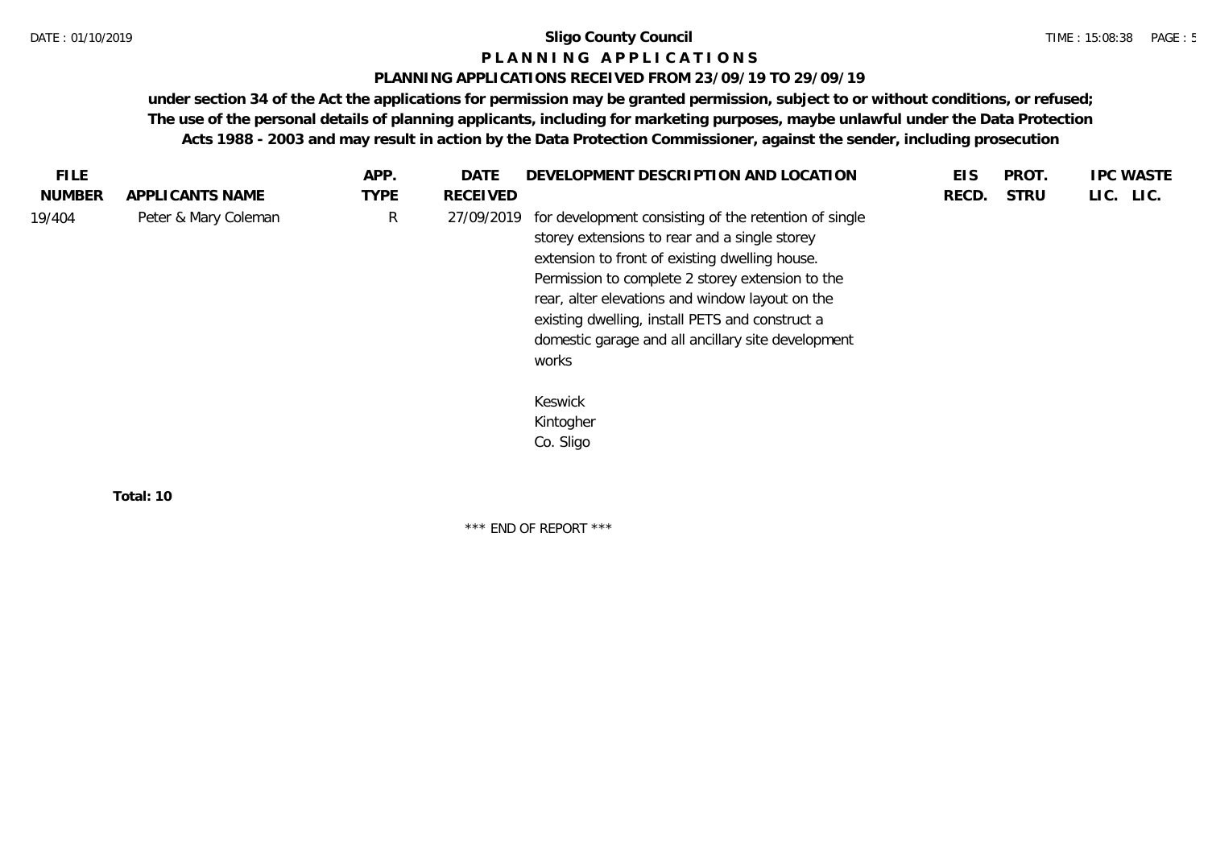**Sligo County Council**

**P L A N N I N G   A P P L I C A T I O N S**

**PLANNING APPLICATIONS RECEIVED FROM 23/09/19 TO 29/09/19**

**under section 34 of the Act the applications for permission may be granted permission, subject to or without conditions, or refused; The use of the personal details of planning applicants, including for marketing purposes, maybe unlawful under the Data Protection Acts 1988 - 2003 and may result in action by the Data Protection Commissioner, against the sender, including prosecution**

| FILE NUMBER | APPLICANTS NAME | APP. TYPE | DATE RECEIVED | DEVELOPMENT DESCRIPTION AND LOCATION | EIS RECD. | PROT. STRU | IPC LIC. | WASTE LIC. |
|---|---|---|---|---|---|---|---|---|
| 19/404 | Peter & Mary Coleman | R | 27/09/2019 | for development consisting of the retention of single storey extensions to rear and a single storey extension to front of existing dwelling house. Permission to complete 2 storey extension to the rear, alter elevations and window layout on the existing dwelling, install PETS and construct a domestic garage and all ancillary site development works<br><br>Keswick<br>Kintogher<br>Co. Sligo | | | | |

**Total: 10**

\*\*\* END OF REPORT \*\*\*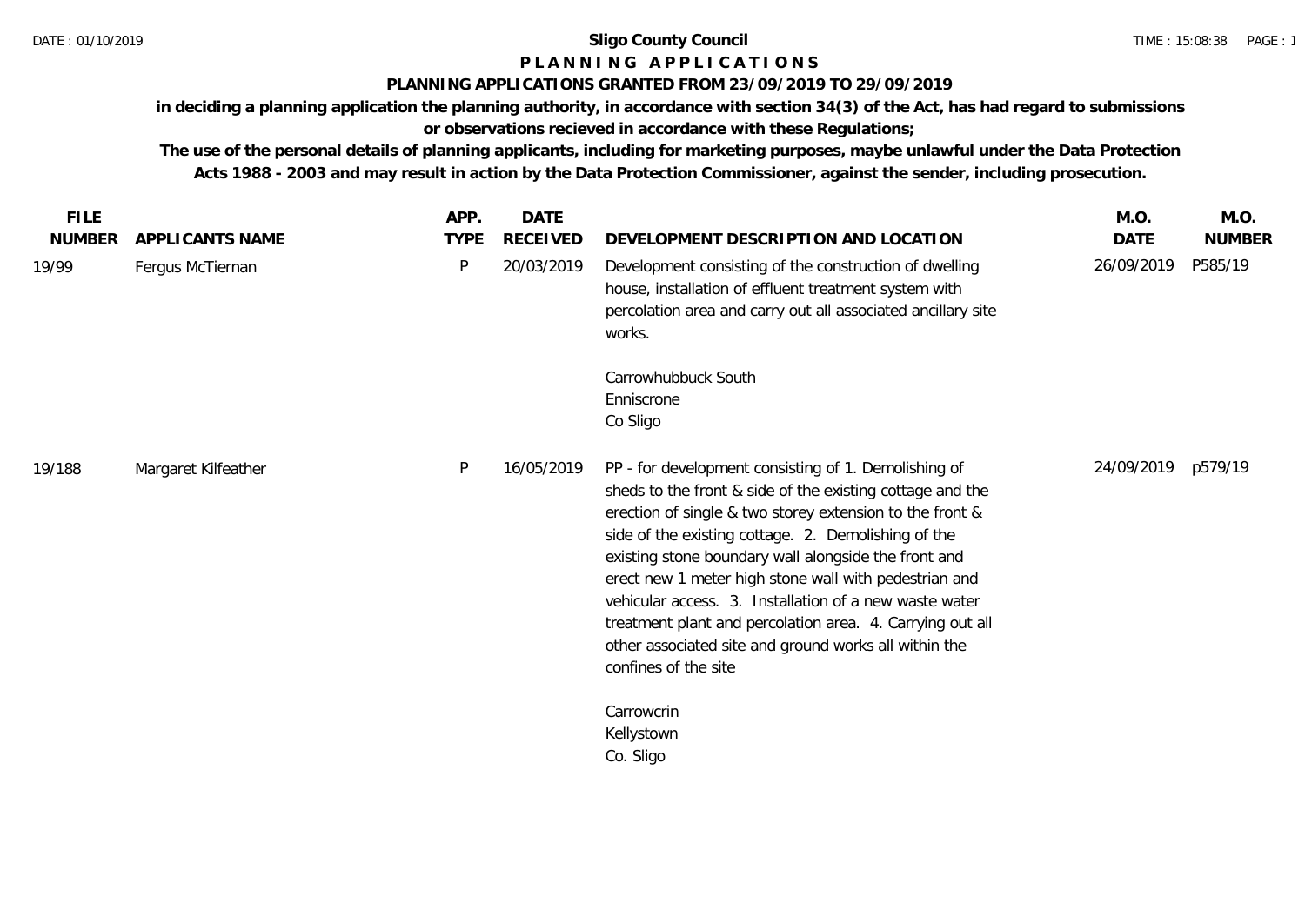# Sligo County Council

## P L A N N I N G  A P P L I C A T I O N S

### PLANNING APPLICATIONS GRANTED FROM 23/09/2019 TO 29/09/2019

**in deciding a planning application the planning authority, in accordance with section 34(3) of the Act, has had regard to submissions or observations recieved in accordance with these Regulations;**

**The use of the personal details of planning applicants, including for marketing purposes, maybe unlawful under the Data Protection Acts 1988 - 2003 and may result in action by the Data Protection Commissioner, against the sender, including prosecution.**

| FILE NUMBER | APPLICANTS NAME | APP. TYPE | DATE RECEIVED | DEVELOPMENT DESCRIPTION AND LOCATION | M.O. DATE | M.O. NUMBER |
|---|---|---|---|---|---|---|
| 19/99 | Fergus McTiernan | P | 20/03/2019 | Development consisting of the construction of dwelling house, installation of effluent treatment system with percolation area and carry out all associated ancillary site works.<br><br>Carrowhubbuck South<br>Enniscrone<br>Co Sligo | 26/09/2019 | P585/19 |
| 19/188 | Margaret Kilfeather | P | 16/05/2019 | PP - for development consisting of 1. Demolishing of sheds to the front & side of the existing cottage and the erection of single & two storey extension to the front & side of the existing cottage. 2. Demolishing of the existing stone boundary wall alongside the front and erect new 1 meter high stone wall with pedestrian and vehicular access. 3. Installation of a new waste water treatment plant and percolation area. 4. Carrying out all other associated site and ground works all within the confines of the site<br><br>Carrowcrin<br>Kellystown<br>Co. Sligo | 24/09/2019 | p579/19 |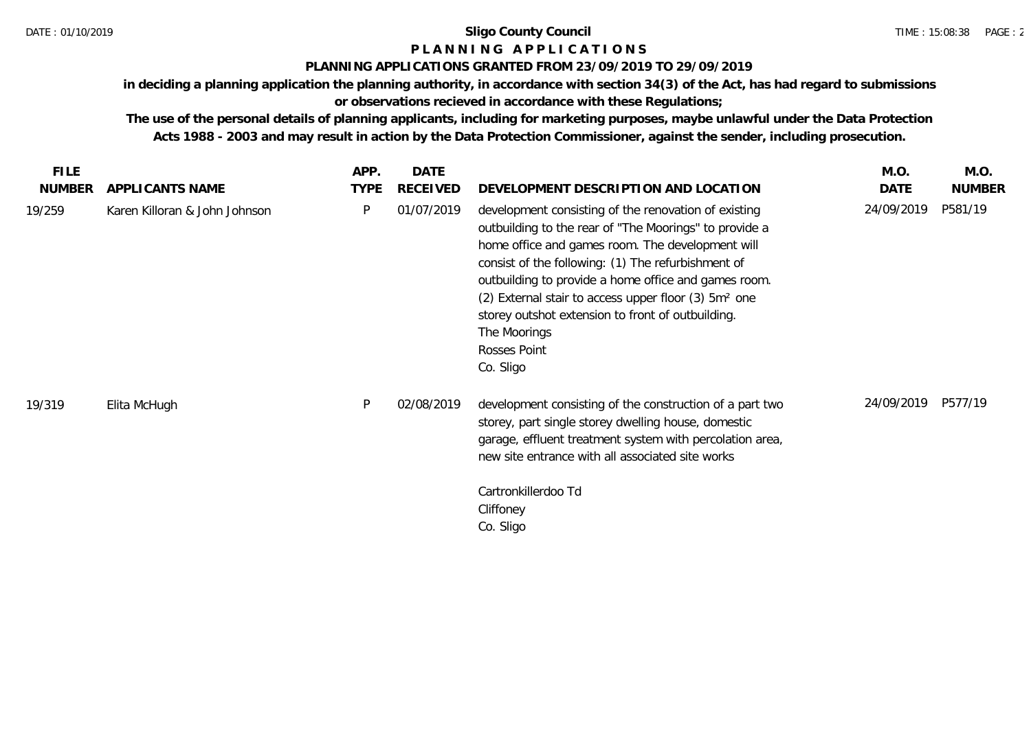# Sligo County Council

## PLANNING APPLICATIONS

### PLANNING APPLICATIONS GRANTED FROM 23/09/2019 TO 29/09/2019

**in deciding a planning application the planning authority, in accordance with section 34(3) of the Act, has had regard to submissions or observations recieved in accordance with these Regulations;**

**The use of the personal details of planning applicants, including for marketing purposes, maybe unlawful under the Data Protection Acts 1988 - 2003 and may result in action by the Data Protection Commissioner, against the sender, including prosecution.**

| FILE NUMBER | APPLICANTS NAME | APP. TYPE | DATE RECEIVED | DEVELOPMENT DESCRIPTION AND LOCATION | M.O. DATE | M.O. NUMBER |
|---|---|---|---|---|---|---|
| 19/259 | Karen Killoran & John Johnson | P | 01/07/2019 | development consisting of the renovation of existing outbuilding to the rear of "The Moorings" to provide a home office and games room. The development will consist of the following: (1) The refurbishment of outbuilding to provide a home office and games room. (2) External stair to access upper floor (3) 5m² one storey outshot extension to front of outbuilding. The Moorings Rosses Point Co. Sligo | 24/09/2019 | P581/19 |
| 19/319 | Elita McHugh | P | 02/08/2019 | development consisting of the construction of a part two storey, part single storey dwelling house, domestic garage, effluent treatment system with percolation area, new site entrance with all associated site works Cartronkillerdoo Td Cliffoney Co. Sligo | 24/09/2019 | P577/19 |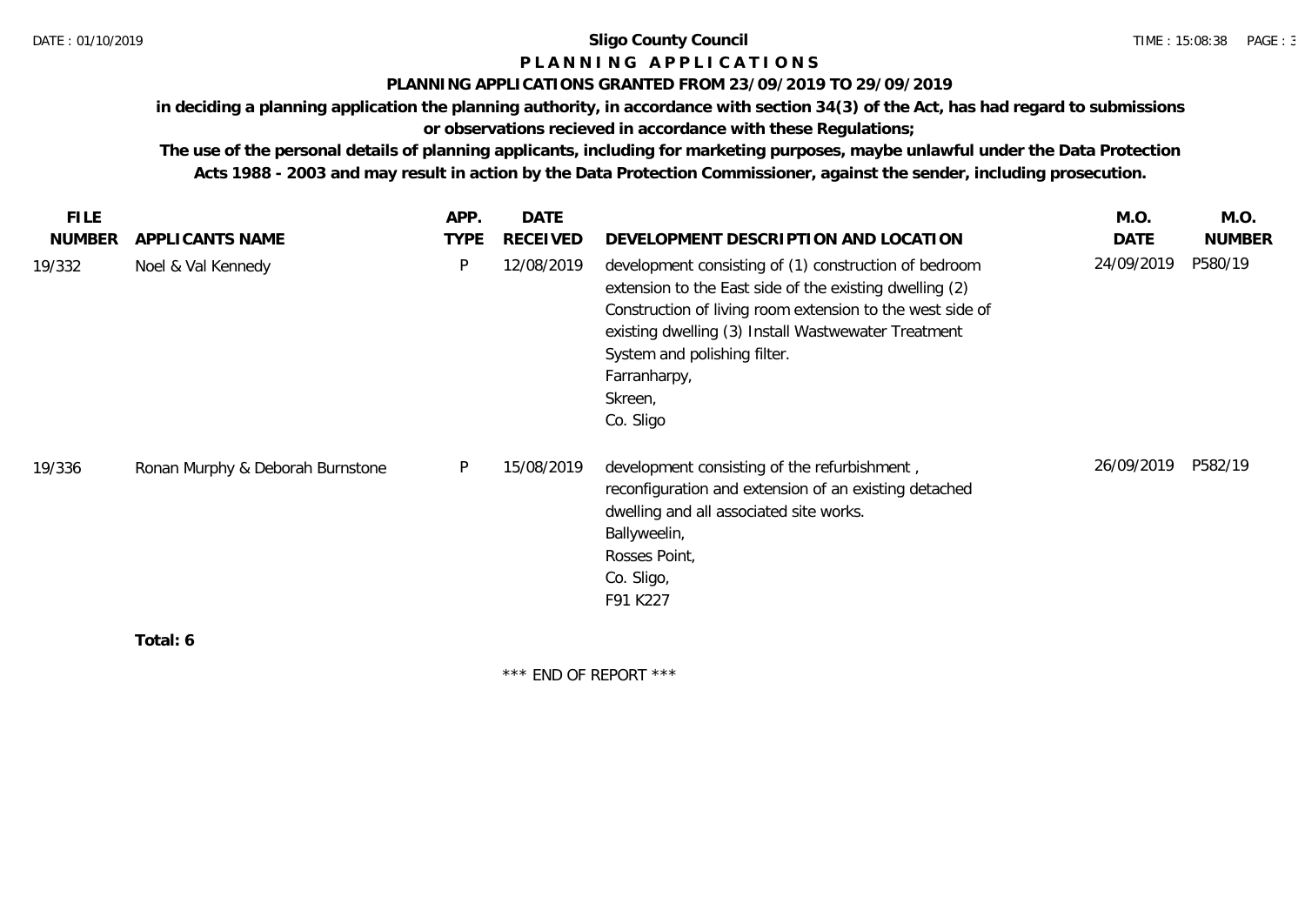# Sligo County Council

## P L A N N I N G   A P P L I C A T I O N S

### PLANNING APPLICATIONS GRANTED FROM 23/09/2019 TO 29/09/2019

**in deciding a planning application the planning authority, in accordance with section 34(3) of the Act, has had regard to submissions or observations recieved in accordance with these Regulations;**

**The use of the personal details of planning applicants, including for marketing purposes, maybe unlawful under the Data Protection Acts 1988 - 2003 and may result in action by the Data Protection Commissioner, against the sender, including prosecution.**

| FILE NUMBER | APPLICANTS NAME | APP. TYPE | DATE RECEIVED | DEVELOPMENT DESCRIPTION AND LOCATION | M.O. DATE | M.O. NUMBER |
|---|---|---|---|---|---|---|
| 19/332 | Noel & Val Kennedy | P | 12/08/2019 | development consisting of (1) construction of bedroom extension to the East side of the existing dwelling (2) Construction of living room extension to the west side of existing dwelling (3) Install Wastwewater Treatment System and polishing filter.<br>Farranharpy,<br>Skreen,<br>Co. Sligo | 24/09/2019 | P580/19 |
| 19/336 | Ronan Murphy & Deborah Burnstone | P | 15/08/2019 | development consisting of the refurbishment , reconfiguration and extension of an existing detached dwelling and all associated site works.<br>Ballyweelin,<br>Rosses Point,<br>Co. Sligo,<br>F91 K227 | 26/09/2019 | P582/19 |

**Total: 6**

*** END OF REPORT ***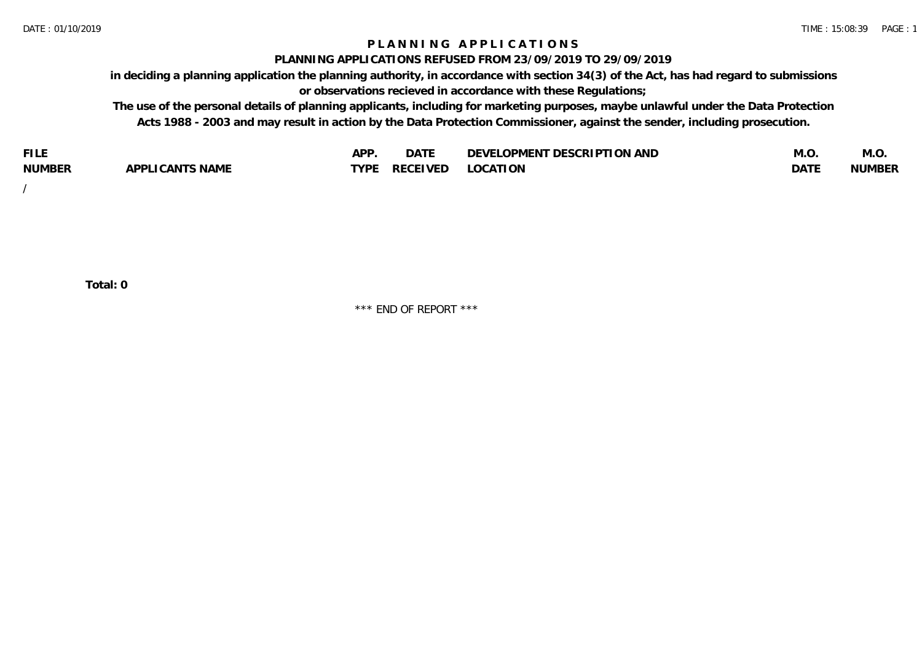# PLANNING APPLICATIONS

## PLANNING APPLICATIONS REFUSED FROM 23/09/2019 TO 29/09/2019

**in deciding a planning application the planning authority, in accordance with section 34(3) of the Act, has had regard to submissions or observations recieved in accordance with these Regulations;**

**The use of the personal details of planning applicants, including for marketing purposes, maybe unlawful under the Data Protection Acts 1988 - 2003 and may result in action by the Data Protection Commissioner, against the sender, including prosecution.**

| FILE NUMBER | APPLICANTS NAME | APP. TYPE | DATE RECEIVED | DEVELOPMENT DESCRIPTION AND LOCATION | M.O. DATE | M.O. NUMBER |
|---|---|---|---|---|---|---|
| / | | | | | | |

**Total: 0**

\*\*\* END OF REPORT \*\*\*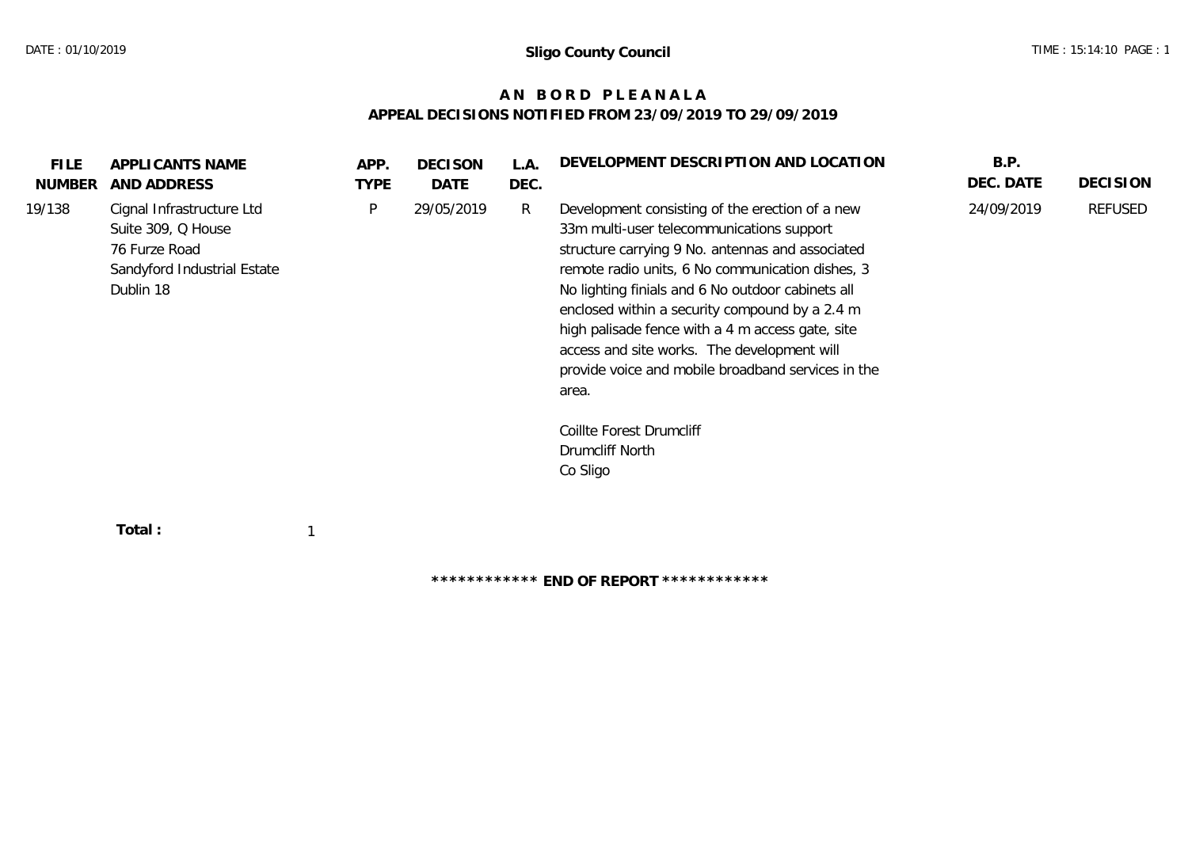**Sligo County Council**

# AN BORD PLEANALA
## APPEAL DECISIONS NOTIFIED FROM 23/09/2019 TO 29/09/2019

| FILE NUMBER | APPLICANTS NAME AND ADDRESS | APP. TYPE | DECISON DATE | L.A. DEC. | DEVELOPMENT DESCRIPTION AND LOCATION | B.P. DEC. DATE | DECISION |
|---|---|---|---|---|---|---|---|
| 19/138 | Cignal Infrastructure Ltd<br>Suite 309, Q House<br>76 Furze Road<br>Sandyford Industrial Estate<br>Dublin 18 | P | 29/05/2019 | R | Development consisting of the erection of a new 33m multi-user telecommunications support structure carrying 9 No. antennas and associated remote radio units, 6 No communication dishes, 3 No lighting finials and 6 No outdoor cabinets all enclosed within a security compound by a 2.4 m high palisade fence with a 4 m access gate, site access and site works. The development will provide voice and mobile broadband services in the area.<br><br>Coillte Forest Drumcliff<br>Drumcliff North<br>Co Sligo | 24/09/2019 | REFUSED |

**Total :** 1

************ **END OF REPORT** ************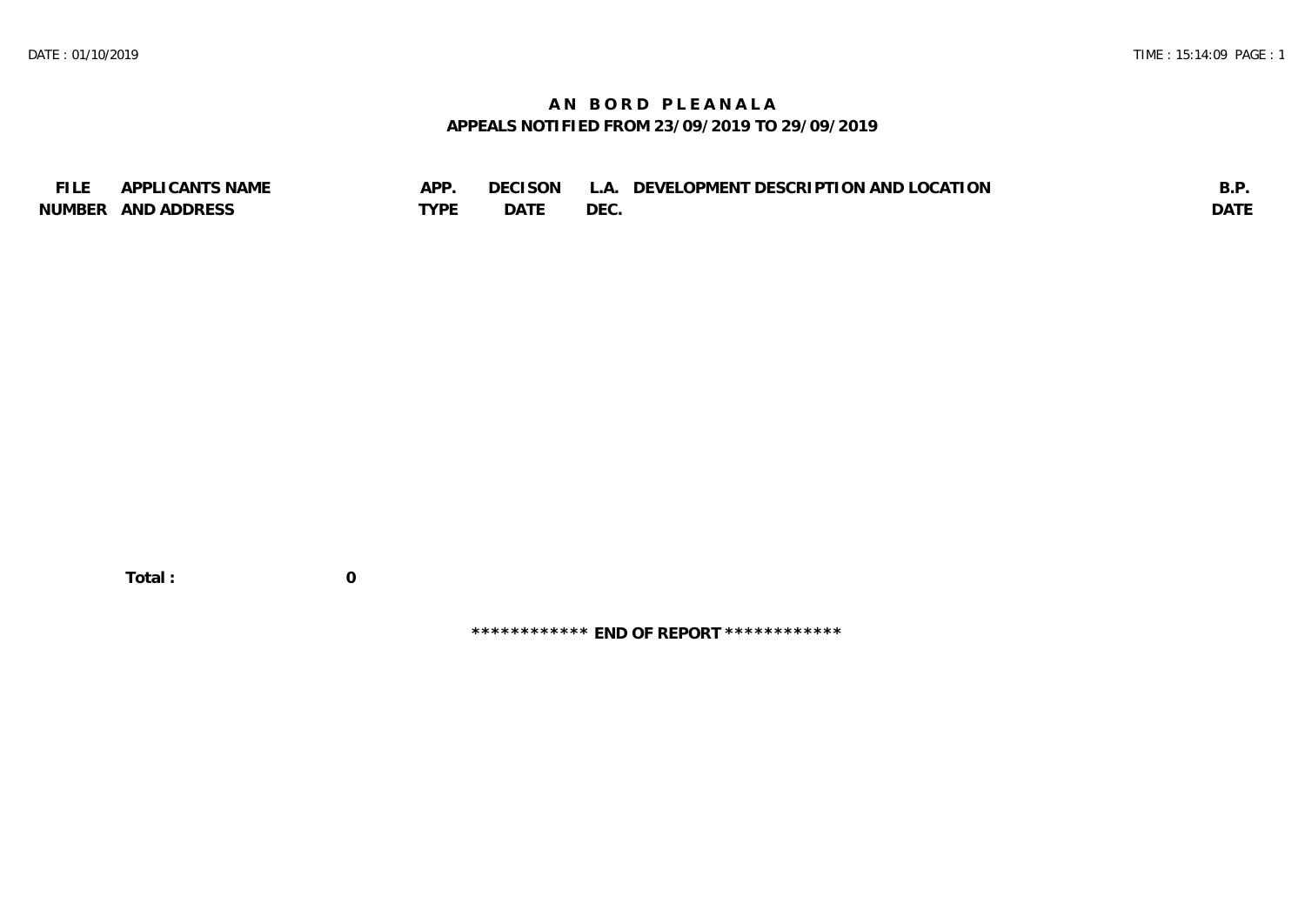# AN BORD PLEANALA

## APPEALS NOTIFIED FROM 23/09/2019 TO 29/09/2019

| FILE NUMBER | APPLICANTS NAME AND ADDRESS | APP. TYPE | DECISON DATE | L.A. DEC. | DEVELOPMENT DESCRIPTION AND LOCATION | B.P. DATE |
|---|---|---|---|---|---|---|

**Total :** **0**

************ **END OF REPORT** ************